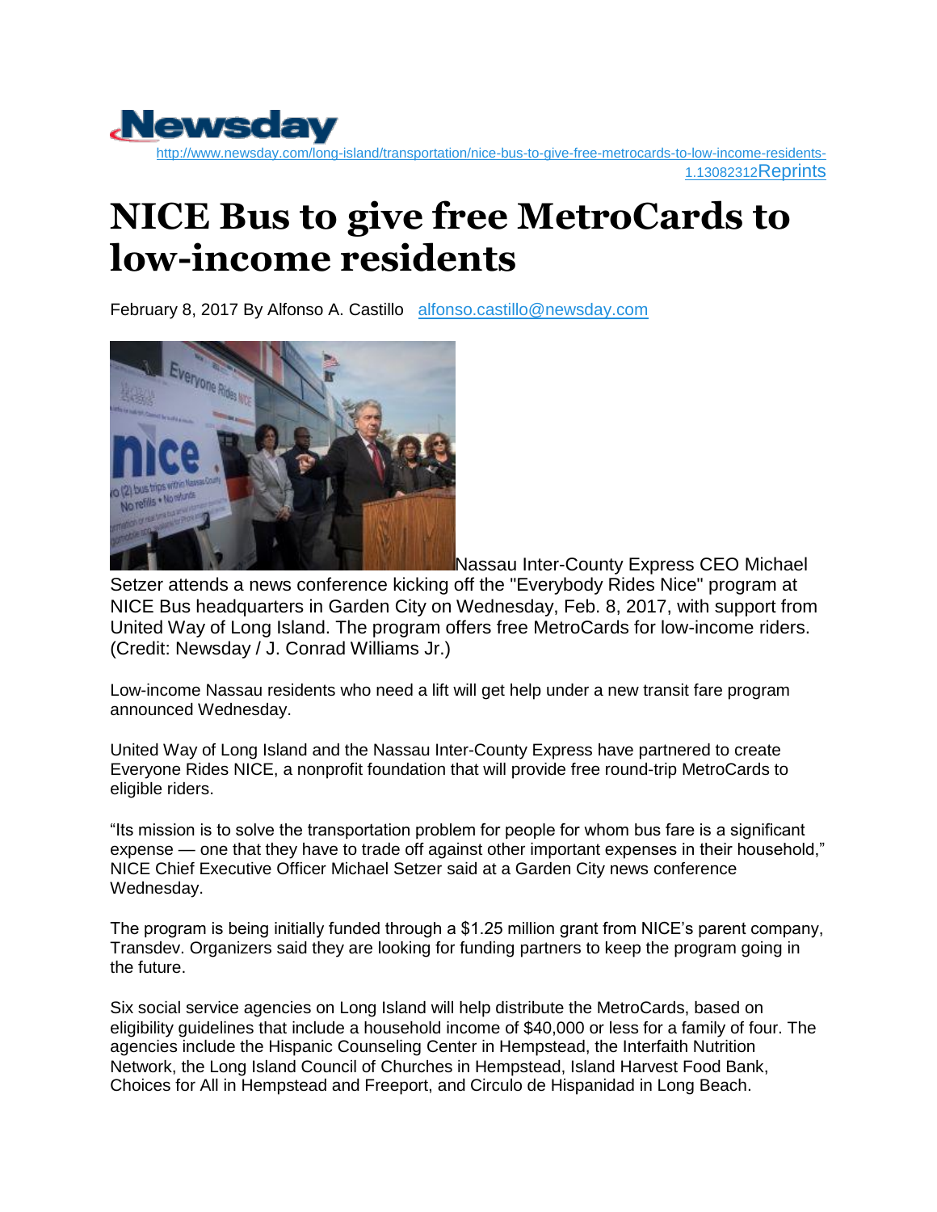Newsday

http://www.newsday.com/long-island/transportation/nice-bus-to-give-free-metrocards-to-low-income-residents-1.13082312Reprints

# NICE Bus to give free MetroCards to low-income residents

February 8, 2017 By Alfonso A. Castillo alfonso.castillo@newsday.com

Nassau Inter-County Express CEO Michael Setzer attends a news conference kicking off the "Everybody Rides Nice" program at NICE Bus headquarters in Garden City on Wednesday, Feb. 8, 2017, with support from United Way of Long Island. The program offers free MetroCards for low-income riders. (Credit: Newsday / J. Conrad Williams Jr.)

Low-income Nassau residents who need a lift will get help under a new transit fare program announced Wednesday.

United Way of Long Island and the Nassau Inter-County Express have partnered to create Everyone Rides NICE, a nonprofit foundation that will provide free round-trip MetroCards to eligible riders.

"Its mission is to solve the transportation problem for people for whom bus fare is a significant expense — one that they have to trade off against other important expenses in their household," NICE Chief Executive Officer Michael Setzer said at a Garden City news conference Wednesday.

The program is being initially funded through a $1.25 million grant from NICE's parent company, Transdev. Organizers said they are looking for funding partners to keep the program going in the future.

Six social service agencies on Long Island will help distribute the MetroCards, based on eligibility guidelines that include a household income of $40,000 or less for a family of four. The agencies include the Hispanic Counseling Center in Hempstead, the Interfaith Nutrition Network, the Long Island Council of Churches in Hempstead, Island Harvest Food Bank, Choices for All in Hempstead and Freeport, and Circulo de Hispanidad in Long Beach.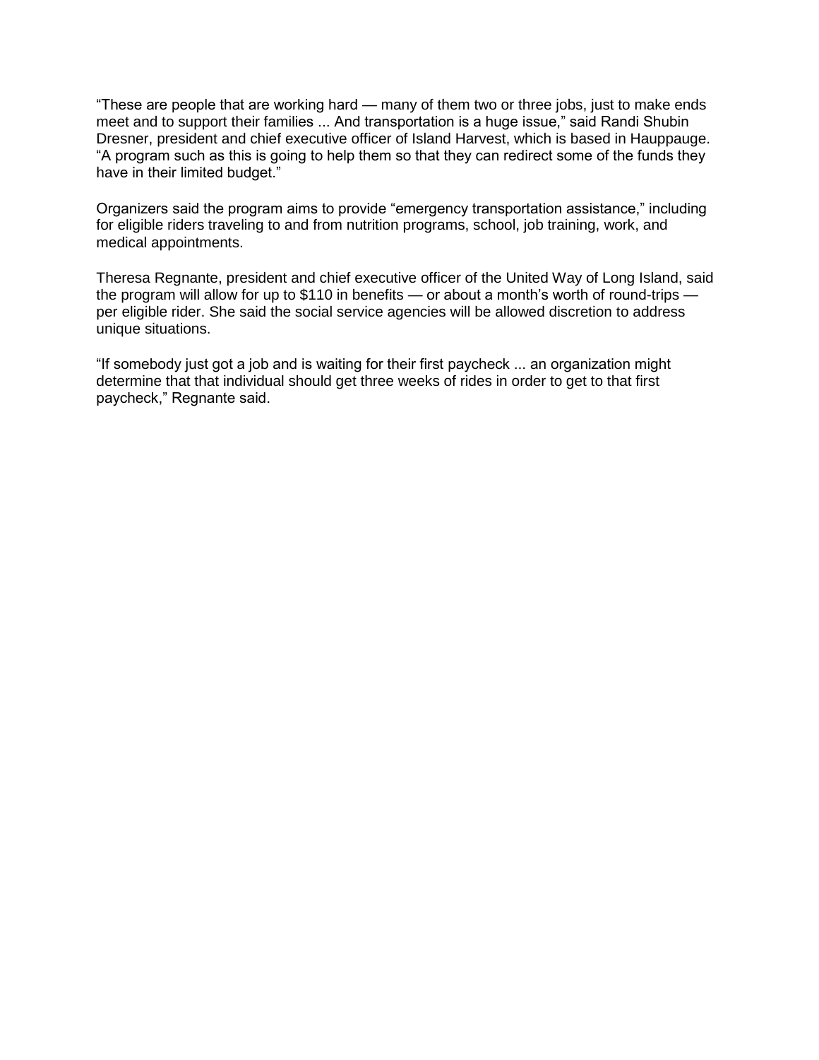“These are people that are working hard — many of them two or three jobs, just to make ends meet and to support their families ... And transportation is a huge issue,” said Randi Shubin Dresner, president and chief executive officer of Island Harvest, which is based in Hauppauge. “A program such as this is going to help them so that they can redirect some of the funds they have in their limited budget.”

Organizers said the program aims to provide “emergency transportation assistance,” including for eligible riders traveling to and from nutrition programs, school, job training, work, and medical appointments.

Theresa Regnante, president and chief executive officer of the United Way of Long Island, said the program will allow for up to $110 in benefits — or about a month’s worth of round-trips — per eligible rider. She said the social service agencies will be allowed discretion to address unique situations.

“If somebody just got a job and is waiting for their first paycheck ... an organization might determine that that individual should get three weeks of rides in order to get to that first paycheck,” Regnante said.